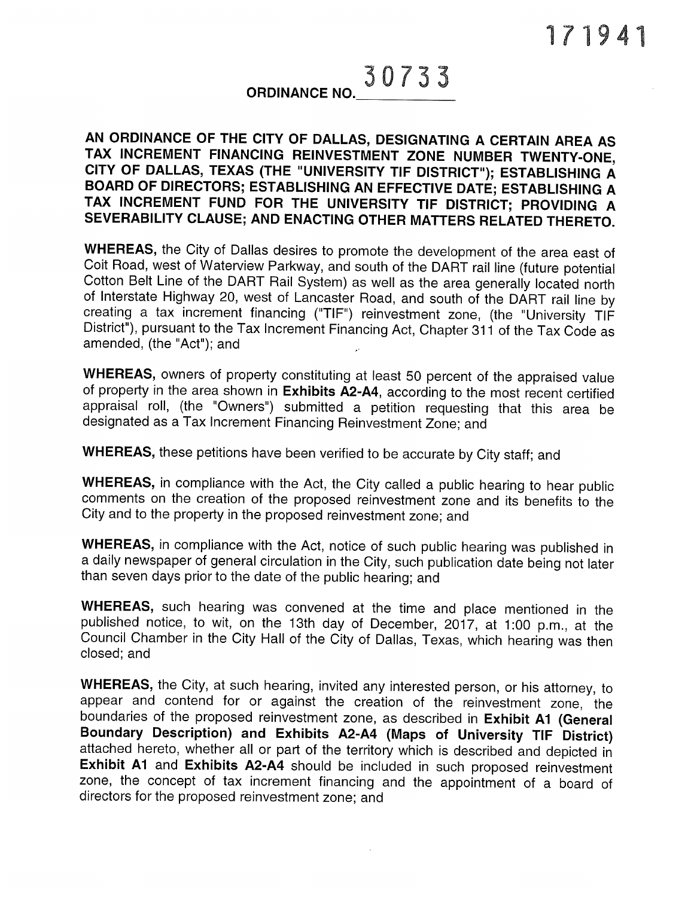171941

# ORDINANCE NO. 30733

**AN ORDINANCE OF THE CITY OF DALLAS, DESIGNATING A CERTAIN AREA AS TAX INCREMENT FINANCING REINVESTMENT ZONE NUMBER TWENTY-ONE, CITY OF DALLAS, TEXAS (THE "UNIVERSITY TIF DISTRICT"); ESTABLISHING A BOARD OF DIRECTORS; ESTABLISHING AN EFFECTIVE DATE; ESTABLISHING A TAX INCREMENT FUND FOR THE UNIVERSITY TIF DISTRICT; PROVIDING A SEVERABILITY CLAUSE; AND ENACTING OTHER MATTERS RELATED THERETO.**

**WHEREAS,** the City of Dallas desires to promote the development of the area east of Coit Road, west of Waterview Parkway, and south of the DART rail line (future potential Cotton Belt Line of the DART Rail System) as well as the area generally located north of Interstate Highway 20, west of Lancaster Road, and south of the DART rail line by creating a tax increment financing ("TIF") reinvestment zone, (the "University TIF District"), pursuant to the Tax Increment Financing Act, Chapter 311 of the Tax Code as amended, (the "Act"); and

**WHEREAS,** owners of property constituting at least 50 percent of the appraised value of property in the area shown in **Exhibits A2-A4**, according to the most recent certified appraisal roll, (the "Owners") submitted a petition requesting that this area be designated as a Tax Increment Financing Reinvestment Zone; and

**WHEREAS,** these petitions have been verified to be accurate by City staff; and

**WHEREAS,** in compliance with the Act, the City called a public hearing to hear public comments on the creation of the proposed reinvestment zone and its benefits to the City and to the property in the proposed reinvestment zone; and

**WHEREAS,** in compliance with the Act, notice of such public hearing was published in a daily newspaper of general circulation in the City, such publication date being not later than seven days prior to the date of the public hearing; and

**WHEREAS,** such hearing was convened at the time and place mentioned in the published notice, to wit, on the 13th day of December, 2017, at 1:00 p.m., at the Council Chamber in the City Hall of the City of Dallas, Texas, which hearing was then closed; and

**WHEREAS,** the City, at such hearing, invited any interested person, or his attorney, to appear and contend for or against the creation of the reinvestment zone, the boundaries of the proposed reinvestment zone, as described in **Exhibit A1 (General Boundary Description) and Exhibits A2-A4 (Maps of University TIF District)** attached hereto, whether all or part of the territory which is described and depicted in **Exhibit A1** and **Exhibits A2-A4** should be included in such proposed reinvestment zone, the concept of tax increment financing and the appointment of a board of directors for the proposed reinvestment zone; and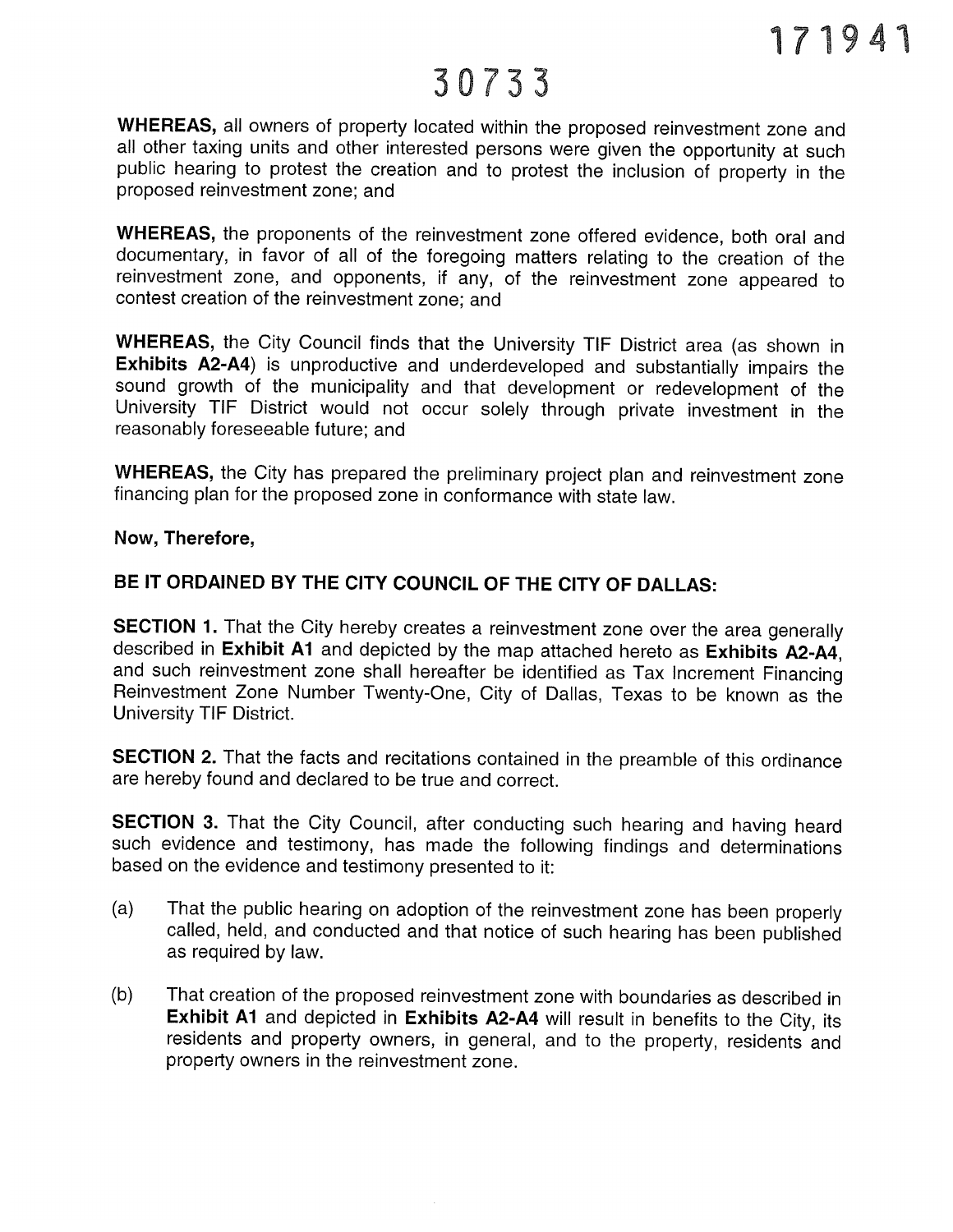WHEREAS, all owners of property located within the proposed reinvestment zone and all other taxing units and other interested persons were given the opportunity at such public hearing to protest the creation and to protest the inclusion of property in the proposed reinvestment zone; and

WHEREAS, the proponents of the reinvestment zone offered evidence, both oral and documentary, in favor of all of the foregoing matters relating to the creation of the reinvestment zone, and opponents, if any, of the reinvestment zone appeared to contest creation of the reinvestment zone; and

WHEREAS, the City Council finds that the University TIF District area (as shown in **Exhibits A2-A4**) is unproductive and underdeveloped and substantially impairs the sound growth of the municipality and that development or redevelopment of the University TIF District would not occur solely through private investment in the reasonably foreseeable future; and

WHEREAS, the City has prepared the preliminary project plan and reinvestment zone financing plan for the proposed zone in conformance with state law.

**Now, Therefore,**

**BE IT ORDAINED BY THE CITY COUNCIL OF THE CITY OF DALLAS:**

**SECTION 1.** That the City hereby creates a reinvestment zone over the area generally described in **Exhibit A1** and depicted by the map attached hereto as **Exhibits A2-A4**, and such reinvestment zone shall hereafter be identified as Tax Increment Financing Reinvestment Zone Number Twenty-One, City of Dallas, Texas to be known as the University TIF District.

**SECTION 2.** That the facts and recitations contained in the preamble of this ordinance are hereby found and declared to be true and correct.

**SECTION 3.** That the City Council, after conducting such hearing and having heard such evidence and testimony, has made the following findings and determinations based on the evidence and testimony presented to it:

(a) That the public hearing on adoption of the reinvestment zone has been properly called, held, and conducted and that notice of such hearing has been published as required by law.

(b) That creation of the proposed reinvestment zone with boundaries as described in **Exhibit A1** and depicted in **Exhibits A2-A4** will result in benefits to the City, its residents and property owners, in general, and to the property, residents and property owners in the reinvestment zone.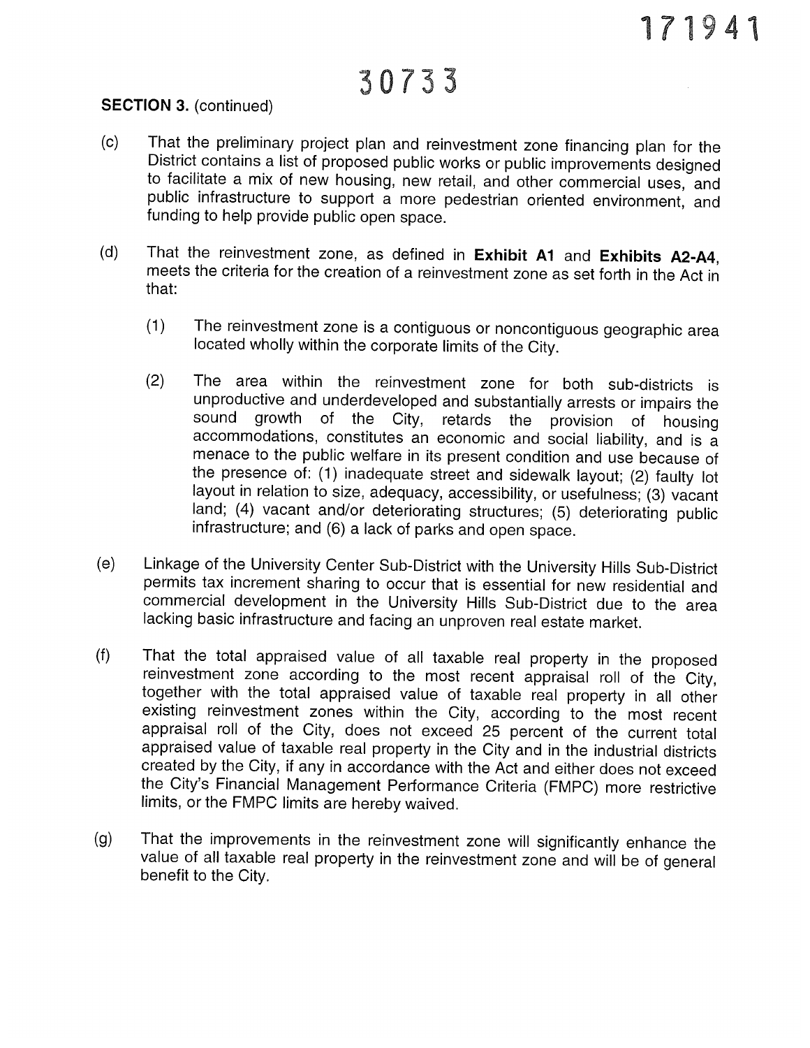**SECTION 3.** (continued)

(c) That the preliminary project plan and reinvestment zone financing plan for the District contains a list of proposed public works or public improvements designed to facilitate a mix of new housing, new retail, and other commercial uses, and public infrastructure to support a more pedestrian oriented environment, and funding to help provide public open space.

(d) That the reinvestment zone, as defined in **Exhibit A1** and **Exhibits A2-A4**, meets the criteria for the creation of a reinvestment zone as set forth in the Act in that:

(1) The reinvestment zone is a contiguous or noncontiguous geographic area located wholly within the corporate limits of the City.

(2) The area within the reinvestment zone for both sub-districts is unproductive and underdeveloped and substantially arrests or impairs the sound growth of the City, retards the provision of housing accommodations, constitutes an economic and social liability, and is a menace to the public welfare in its present condition and use because of the presence of: (1) inadequate street and sidewalk layout; (2) faulty lot layout in relation to size, adequacy, accessibility, or usefulness; (3) vacant land; (4) vacant and/or deteriorating structures; (5) deteriorating public infrastructure; and (6) a lack of parks and open space.

(e) Linkage of the University Center Sub-District with the University Hills Sub-District permits tax increment sharing to occur that is essential for new residential and commercial development in the University Hills Sub-District due to the area lacking basic infrastructure and facing an unproven real estate market.

(f) That the total appraised value of all taxable real property in the proposed reinvestment zone according to the most recent appraisal roll of the City, together with the total appraised value of taxable real property in all other existing reinvestment zones within the City, according to the most recent appraisal roll of the City, does not exceed 25 percent of the current total appraised value of taxable real property in the City and in the industrial districts created by the City, if any in accordance with the Act and either does not exceed the City's Financial Management Performance Criteria (FMPC) more restrictive limits, or the FMPC limits are hereby waived.

(g) That the improvements in the reinvestment zone will significantly enhance the value of all taxable real property in the reinvestment zone and will be of general benefit to the City.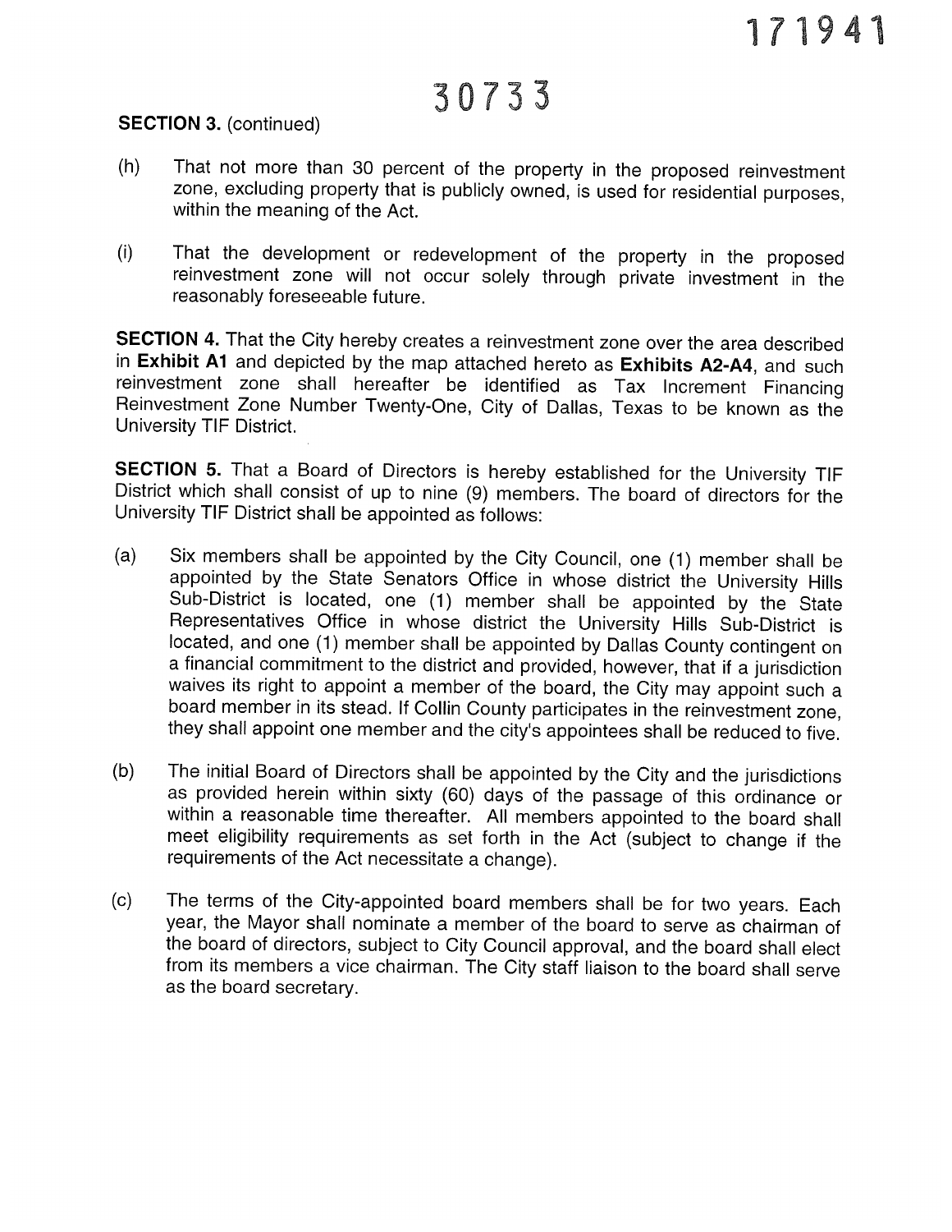**SECTION 3.** (continued)

(h) That not more than 30 percent of the property in the proposed reinvestment zone, excluding property that is publicly owned, is used for residential purposes, within the meaning of the Act.

(i) That the development or redevelopment of the property in the proposed reinvestment zone will not occur solely through private investment in the reasonably foreseeable future.

**SECTION 4.** That the City hereby creates a reinvestment zone over the area described in **Exhibit A1** and depicted by the map attached hereto as **Exhibits A2-A4**, and such reinvestment zone shall hereafter be identified as Tax Increment Financing Reinvestment Zone Number Twenty-One, City of Dallas, Texas to be known as the University TIF District.

**SECTION 5.** That a Board of Directors is hereby established for the University TIF District which shall consist of up to nine (9) members. The board of directors for the University TIF District shall be appointed as follows:

(a) Six members shall be appointed by the City Council, one (1) member shall be appointed by the State Senators Office in whose district the University Hills Sub-District is located, one (1) member shall be appointed by the State Representatives Office in whose district the University Hills Sub-District is located, and one (1) member shall be appointed by Dallas County contingent on a financial commitment to the district and provided, however, that if a jurisdiction waives its right to appoint a member of the board, the City may appoint such a board member in its stead. If Collin County participates in the reinvestment zone, they shall appoint one member and the city's appointees shall be reduced to five.

(b) The initial Board of Directors shall be appointed by the City and the jurisdictions as provided herein within sixty (60) days of the passage of this ordinance or within a reasonable time thereafter. All members appointed to the board shall meet eligibility requirements as set forth in the Act (subject to change if the requirements of the Act necessitate a change).

(c) The terms of the City-appointed board members shall be for two years. Each year, the Mayor shall nominate a member of the board to serve as chairman of the board of directors, subject to City Council approval, and the board shall elect from its members a vice chairman. The City staff liaison to the board shall serve as the board secretary.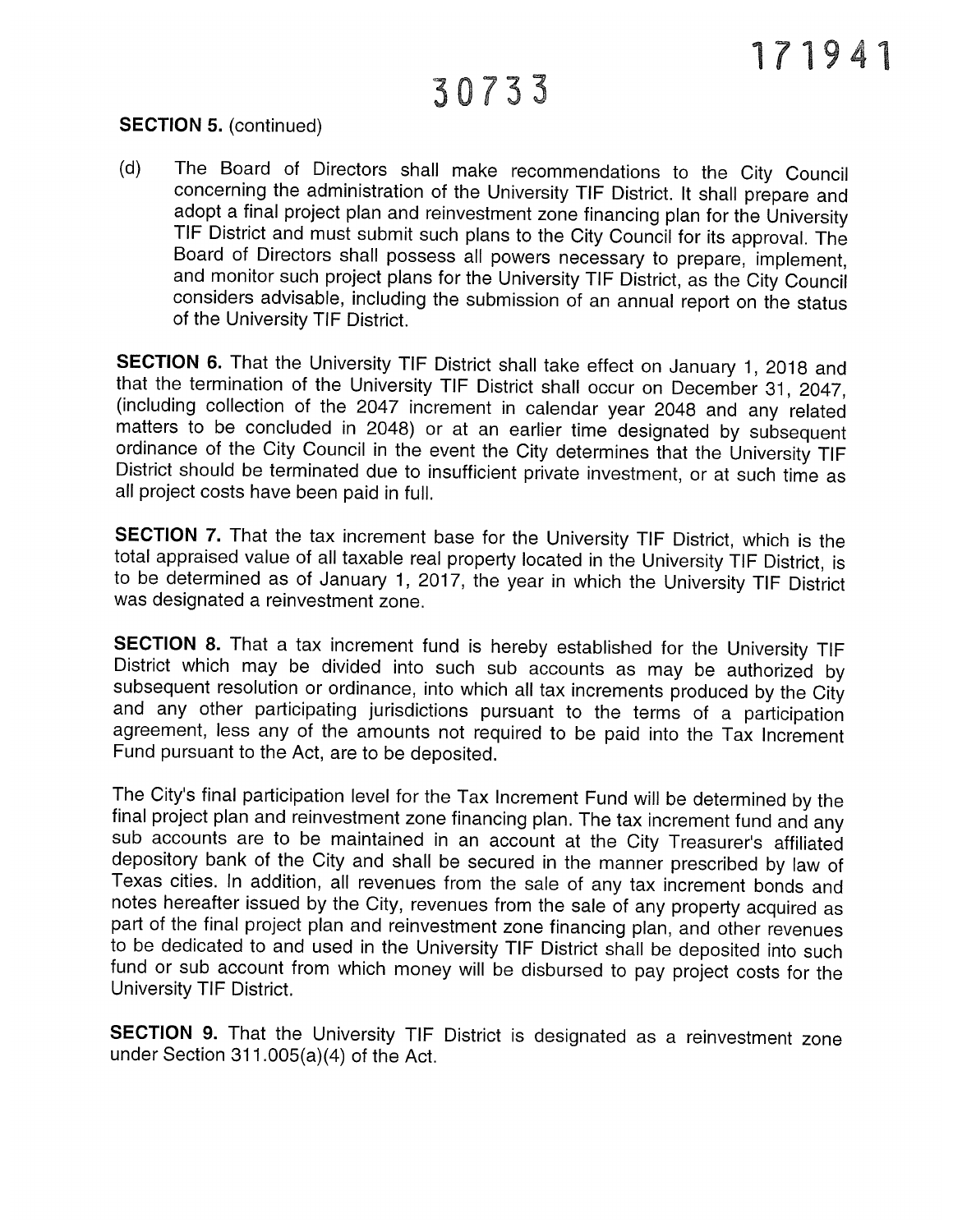**SECTION 5.** (continued)

(d) The Board of Directors shall make recommendations to the City Council concerning the administration of the University TIF District. It shall prepare and adopt a final project plan and reinvestment zone financing plan for the University TIF District and must submit such plans to the City Council for its approval. The Board of Directors shall possess all powers necessary to prepare, implement, and monitor such project plans for the University TIF District, as the City Council considers advisable, including the submission of an annual report on the status of the University TIF District.

**SECTION 6.** That the University TIF District shall take effect on January 1, 2018 and that the termination of the University TIF District shall occur on December 31, 2047, (including collection of the 2047 increment in calendar year 2048 and any related matters to be concluded in 2048) or at an earlier time designated by subsequent ordinance of the City Council in the event the City determines that the University TIF District should be terminated due to insufficient private investment, or at such time as all project costs have been paid in full.

**SECTION 7.** That the tax increment base for the University TIF District, which is the total appraised value of all taxable real property located in the University TIF District, is to be determined as of January 1, 2017, the year in which the University TIF District was designated a reinvestment zone.

**SECTION 8.** That a tax increment fund is hereby established for the University TIF District which may be divided into such sub accounts as may be authorized by subsequent resolution or ordinance, into which all tax increments produced by the City and any other participating jurisdictions pursuant to the terms of a participation agreement, less any of the amounts not required to be paid into the Tax Increment Fund pursuant to the Act, are to be deposited.

The City's final participation level for the Tax Increment Fund will be determined by the final project plan and reinvestment zone financing plan. The tax increment fund and any sub accounts are to be maintained in an account at the City Treasurer's affiliated depository bank of the City and shall be secured in the manner prescribed by law of Texas cities. In addition, all revenues from the sale of any tax increment bonds and notes hereafter issued by the City, revenues from the sale of any property acquired as part of the final project plan and reinvestment zone financing plan, and other revenues to be dedicated to and used in the University TIF District shall be deposited into such fund or sub account from which money will be disbursed to pay project costs for the University TIF District.

**SECTION 9.** That the University TIF District is designated as a reinvestment zone under Section 311.005(a)(4) of the Act.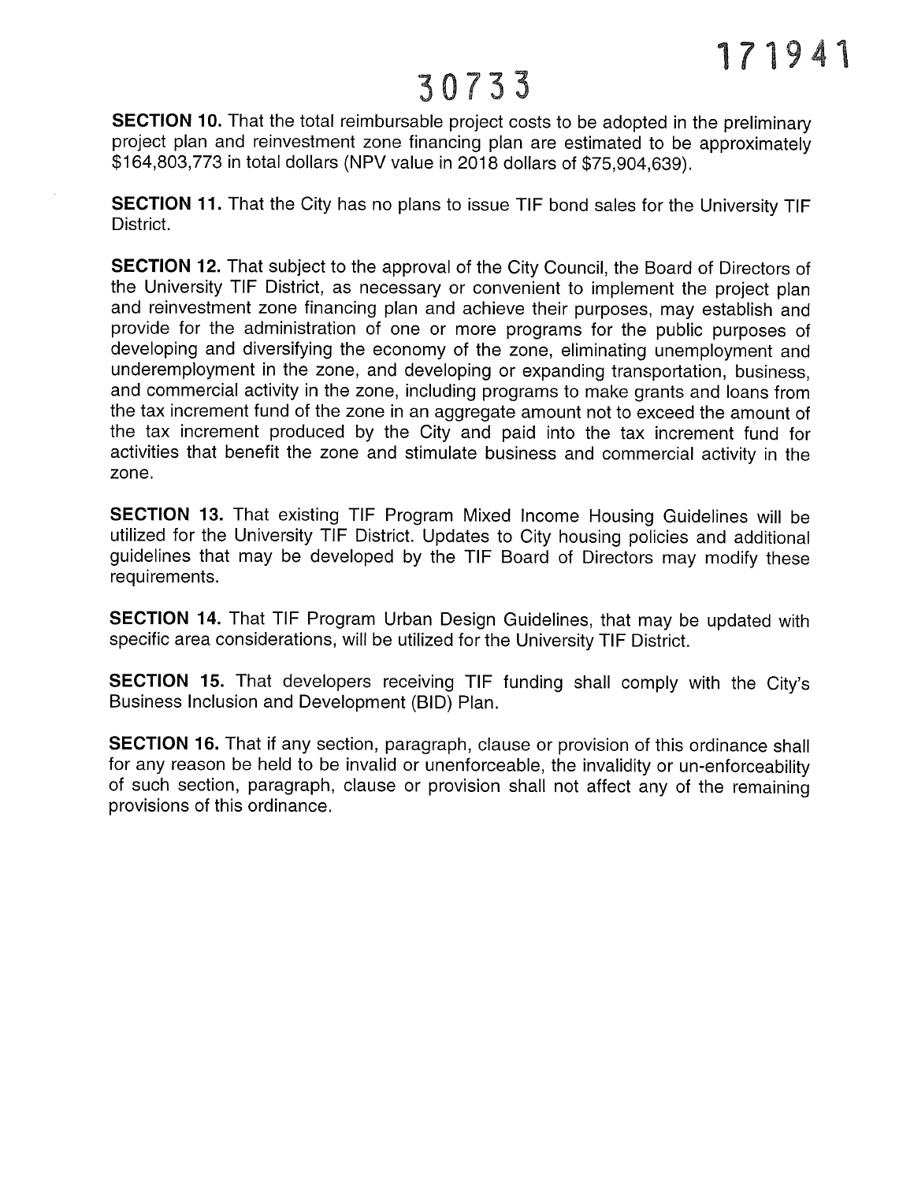**SECTION 10.** That the total reimbursable project costs to be adopted in the preliminary project plan and reinvestment zone financing plan are estimated to be approximately $164,803,773 in total dollars (NPV value in 2018 dollars of $75,904,639).

**SECTION 11.** That the City has no plans to issue TIF bond sales for the University TIF District.

**SECTION 12.** That subject to the approval of the City Council, the Board of Directors of the University TIF District, as necessary or convenient to implement the project plan and reinvestment zone financing plan and achieve their purposes, may establish and provide for the administration of one or more programs for the public purposes of developing and diversifying the economy of the zone, eliminating unemployment and underemployment in the zone, and developing or expanding transportation, business, and commercial activity in the zone, including programs to make grants and loans from the tax increment fund of the zone in an aggregate amount not to exceed the amount of the tax increment produced by the City and paid into the tax increment fund for activities that benefit the zone and stimulate business and commercial activity in the zone.

**SECTION 13.** That existing TIF Program Mixed Income Housing Guidelines will be utilized for the University TIF District. Updates to City housing policies and additional guidelines that may be developed by the TIF Board of Directors may modify these requirements.

**SECTION 14.** That TIF Program Urban Design Guidelines, that may be updated with specific area considerations, will be utilized for the University TIF District.

**SECTION 15.** That developers receiving TIF funding shall comply with the City's Business Inclusion and Development (BID) Plan.

**SECTION 16.** That if any section, paragraph, clause or provision of this ordinance shall for any reason be held to be invalid or unenforceable, the invalidity or un-enforceability of such section, paragraph, clause or provision shall not affect any of the remaining provisions of this ordinance.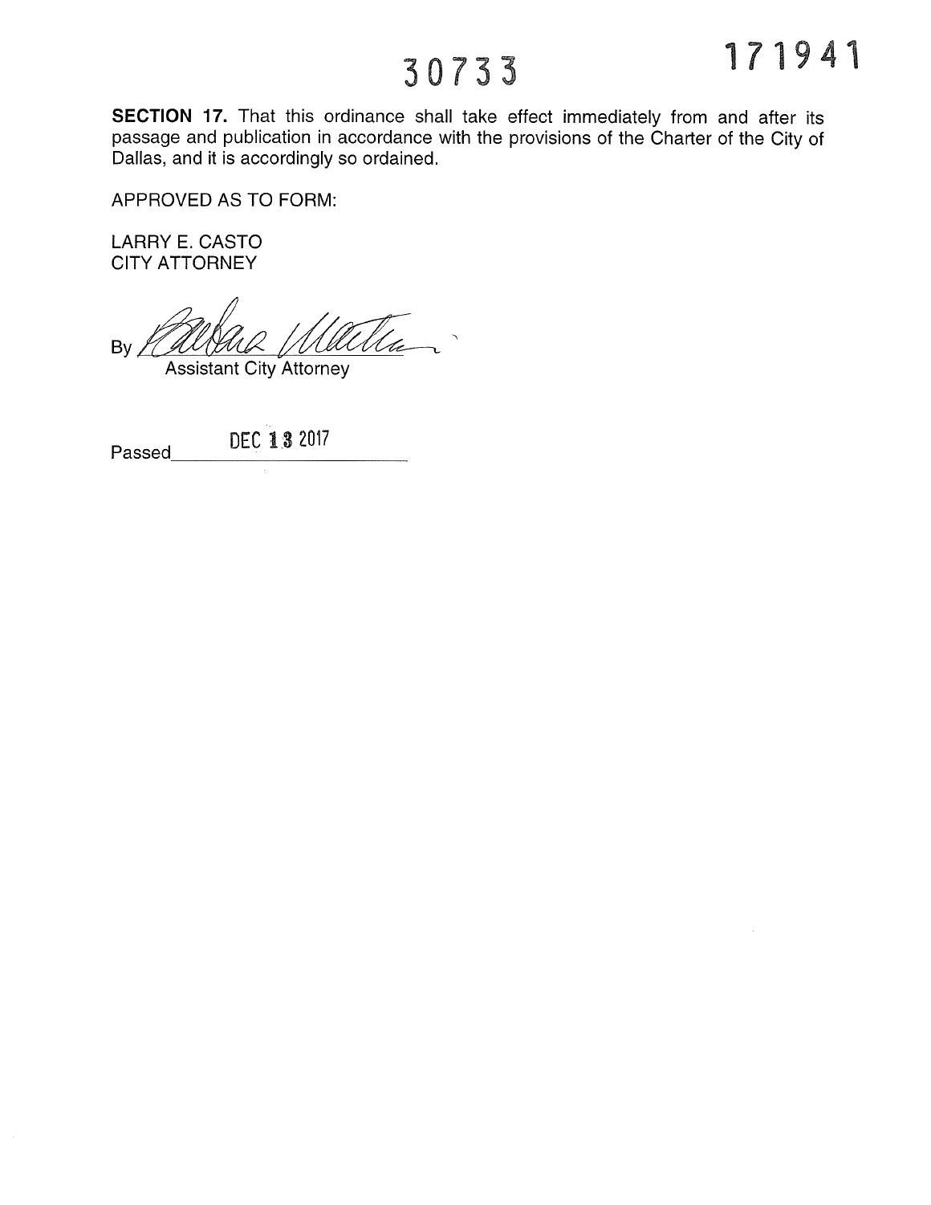30733 171941

**SECTION 17.** That this ordinance shall take effect immediately from and after its passage and publication in accordance with the provisions of the Charter of the City of Dallas, and it is accordingly so ordained.

APPROVED AS TO FORM:

LARRY E. CASTO
CITY ATTORNEY

By _______________
Assistant City Attorney

Passed DEC 13 2017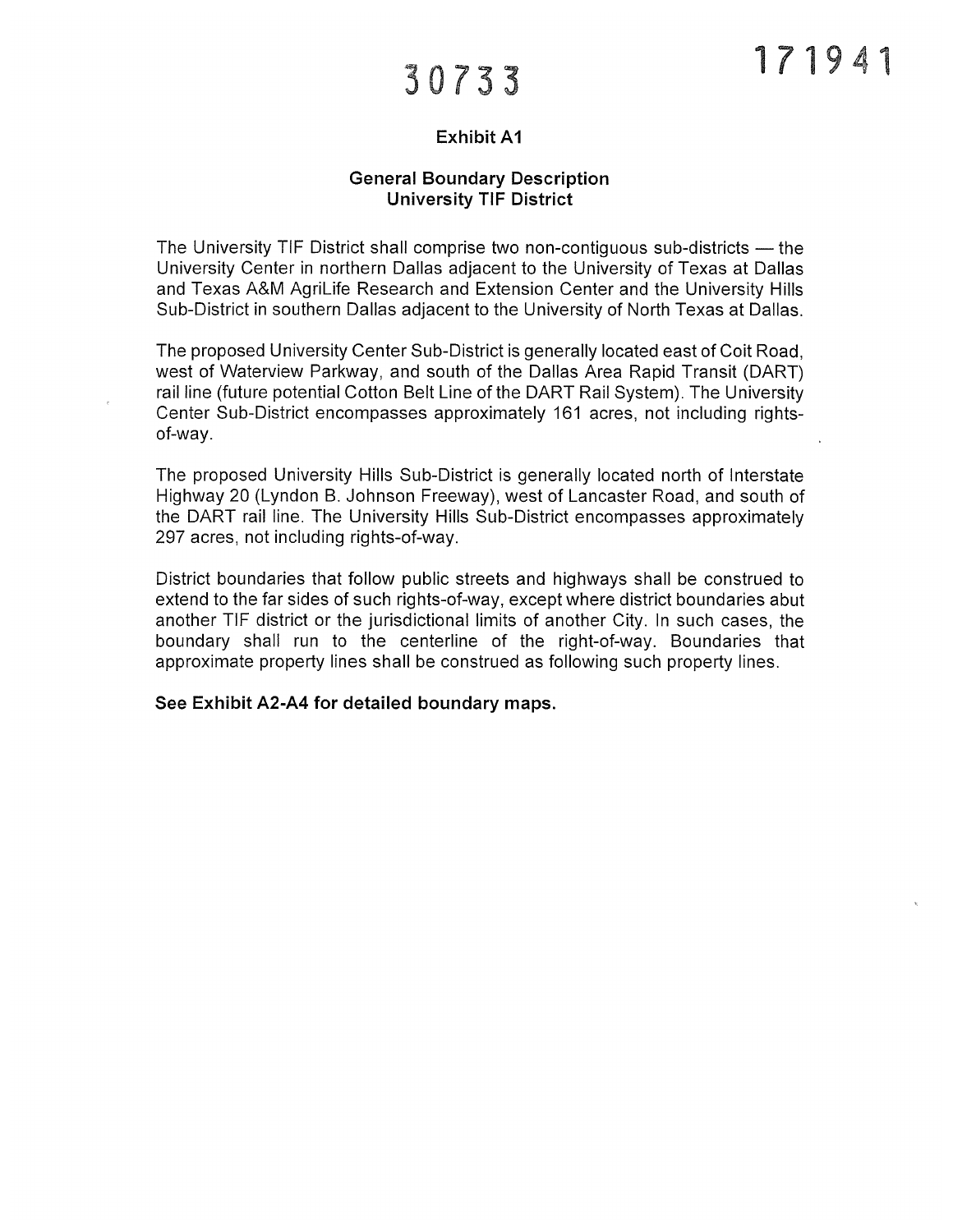30733

171941

## Exhibit A1

### General Boundary Description
### University TIF District

The University TIF District shall comprise two non-contiguous sub-districts — the University Center in northern Dallas adjacent to the University of Texas at Dallas and Texas A&M AgriLife Research and Extension Center and the University Hills Sub-District in southern Dallas adjacent to the University of North Texas at Dallas.

The proposed University Center Sub-District is generally located east of Coit Road, west of Waterview Parkway, and south of the Dallas Area Rapid Transit (DART) rail line (future potential Cotton Belt Line of the DART Rail System). The University Center Sub-District encompasses approximately 161 acres, not including rights-of-way.

The proposed University Hills Sub-District is generally located north of Interstate Highway 20 (Lyndon B. Johnson Freeway), west of Lancaster Road, and south of the DART rail line. The University Hills Sub-District encompasses approximately 297 acres, not including rights-of-way.

District boundaries that follow public streets and highways shall be construed to extend to the far sides of such rights-of-way, except where district boundaries abut another TIF district or the jurisdictional limits of another City. In such cases, the boundary shall run to the centerline of the right-of-way. Boundaries that approximate property lines shall be construed as following such property lines.

**See Exhibit A2-A4 for detailed boundary maps.**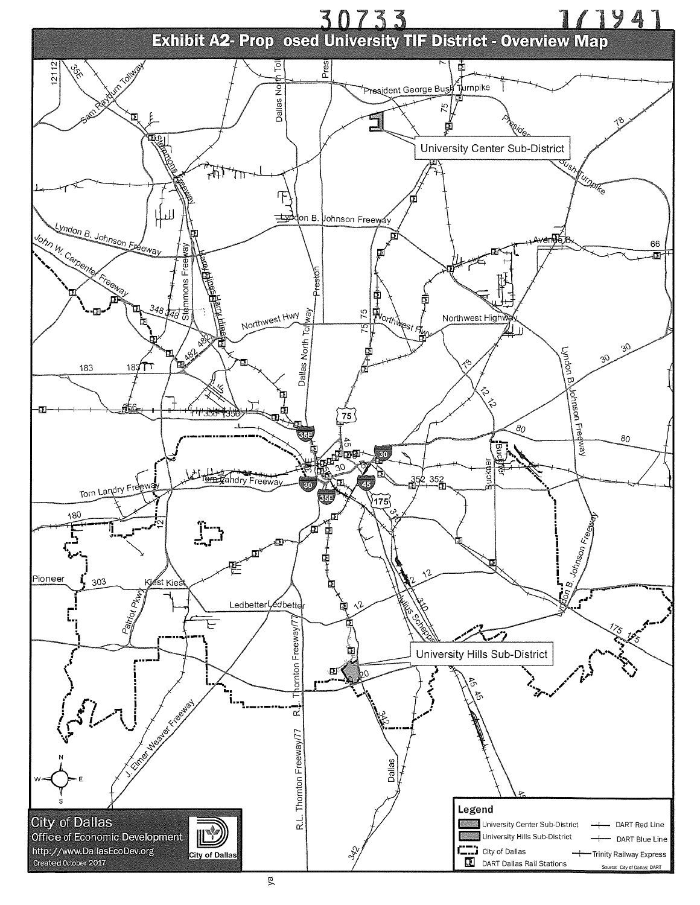30733 171941

# Exhibit A2- Prop osed University TIF District - Overview Map

University Center Sub-District

University Hills Sub-District

**Legend**

- University Center Sub-District
- University Hills Sub-District
- City of Dallas
- DART Dallas Rail Stations
- DART Red Line
- DART Blue Line
- Trinity Railway Express

Source: City of Dallas; DART

City of Dallas
Office of Economic Development
http://www.DallasEcoDev.org
Created October 2017

City of Dallas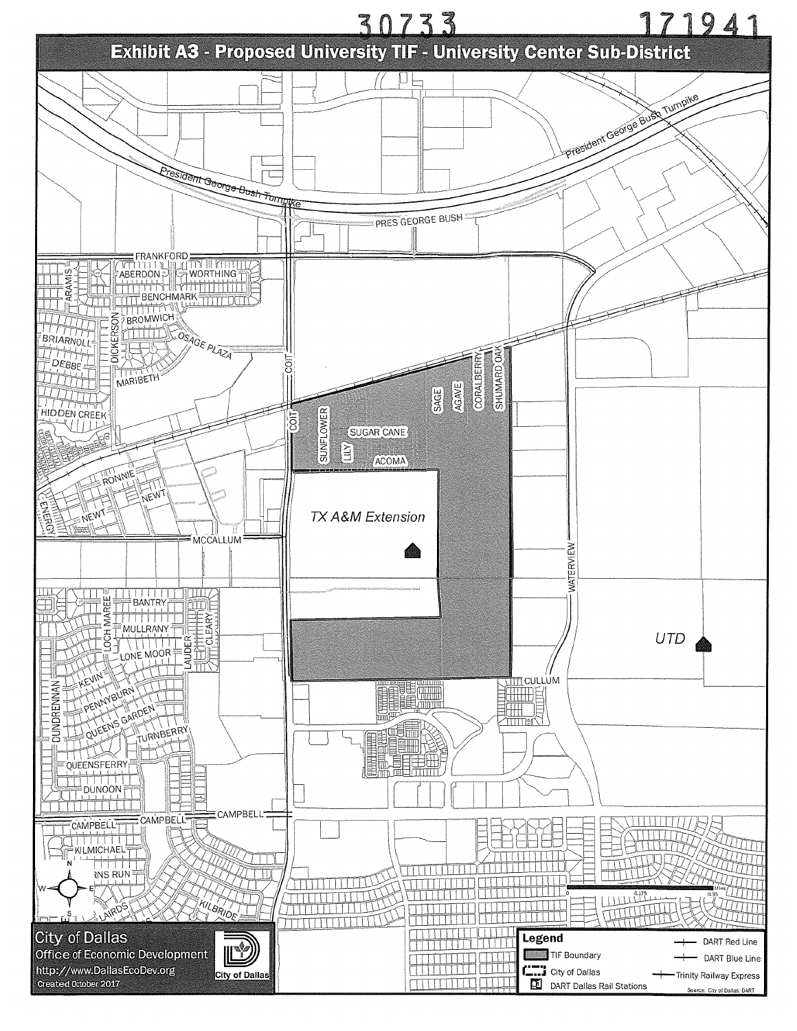30733 171941

# Exhibit A3 - Proposed University TIF - University Center Sub-District

President George Bush Turnpike

PRES GEORGE BUSH

FRANKFORD

ABERDON

WORTHING

ARAMIS

BENCHMARK

BROMWICH

DICKERSON

BRIARNOLL

OSAGE PLAZA

DEBBE

MARIBETH

HIDDEN CREEK

COIT

SUNFLOWER

LILY

SUGAR CANE

ACOMA

SAGE

AGAVE

CORALBERRY

SHUMARD OAK

RONNIE

NEWT

ENERGY

MCCALLUM

TX A&M Extension

WATERVIEW

UTD

BANTRY

LOCH MAREE

MULLRANY

CLEARY

LAUDER

LONE MOOR

KEVIN

DUNDRENNAN

PENNYBURN

QUEENS GARDEN

TURNBERRY

QUEENSFERRY

DUNOON

CULLUM

CAMPBELL

KILMICHAEL

RNS RUN

LAIRDS

KILBRIDE

Miles: 0, 0.175, 0.35

City of Dallas
Office of Economic Development
http://www.DallasEcoDev.org
Created October 2017

City of Dallas

**Legend**

- TIF Boundary
- City of Dallas
- DART Dallas Rail Stations
- DART Red Line
- DART Blue Line
- Trinity Railway Express

Source: City of Dallas; DART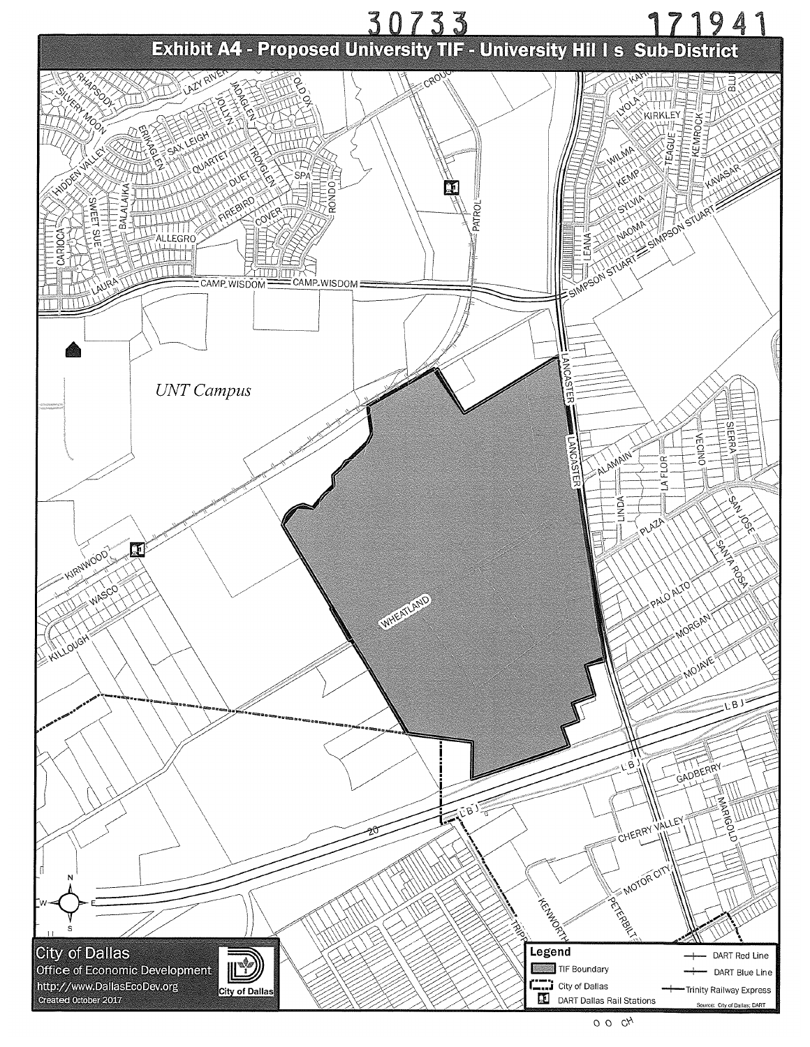30733 171941

# Exhibit A4 - Proposed University TIF - University Hills Sub-District

*UNT Campus*

City of Dallas
Office of Economic Development
http://www.DallasEcoDev.org
Created October 2017

**Legend**

- TIF Boundary
- City of Dallas
- DART Dallas Rail Stations
- DART Red Line
- DART Blue Line
- Trinity Railway Express

Source: City of Dallas; DART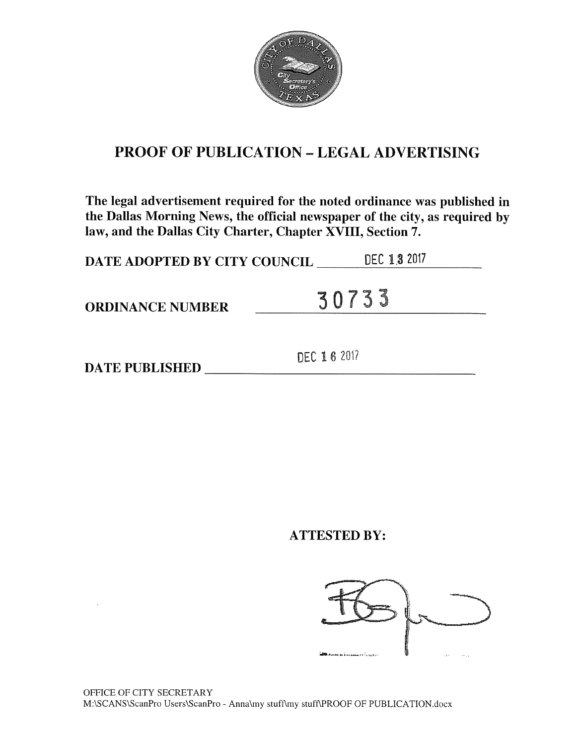# PROOF OF PUBLICATION – LEGAL ADVERTISING

**The legal advertisement required for the noted ordinance was published in the Dallas Morning News, the official newspaper of the city, as required by law, and the Dallas City Charter, Chapter XVIII, Section 7.**

**DATE ADOPTED BY CITY COUNCIL** DEC 13 2017

**ORDINANCE NUMBER** 30733

**DATE PUBLISHED** DEC 16 2017

**ATTESTED BY:**

OFFICE OF CITY SECRETARY
M:\SCANS\ScanPro Users\ScanPro - Anna\my stuff\my stuff\PROOF OF PUBLICATION.docx